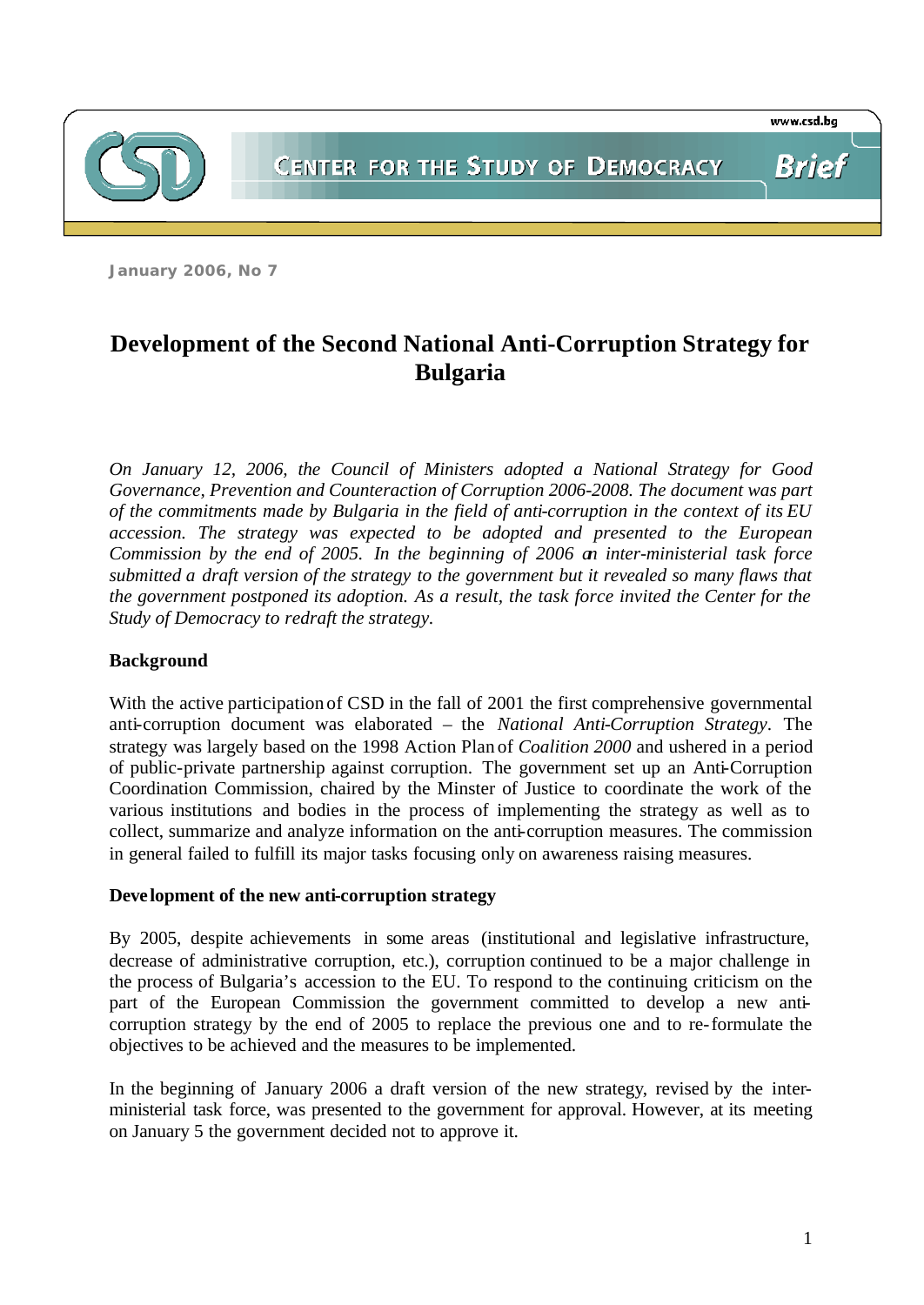**CENTER FOR THE STUDY OF DEMOCRACY** — **Brief**

www.csd.bg

**January 2006, No 7**

# Development of the Second National Anti-Corruption Strategy for Bulgaria

*On January 12, 2006, the Council of Ministers adopted a National Strategy for Good Governance, Prevention and Counteraction of Corruption 2006-2008. The document was part of the commitments made by Bulgaria in the field of anti-corruption in the context of its EU accession. The strategy was expected to be adopted and presented to the European Commission by the end of 2005. In the beginning of 2006 an inter-ministerial task force submitted a draft version of the strategy to the government but it revealed so many flaws that the government postponed its adoption. As a result, the task force invited the Center for the Study of Democracy to redraft the strategy.*

**Background**

With the active participation of CSD in the fall of 2001 the first comprehensive governmental anti-corruption document was elaborated – the *National Anti-Corruption Strategy*. The strategy was largely based on the 1998 Action Plan of *Coalition 2000* and ushered in a period of public-private partnership against corruption. The government set up an Anti-Corruption Coordination Commission, chaired by the Minster of Justice to coordinate the work of the various institutions and bodies in the process of implementing the strategy as well as to collect, summarize and analyze information on the anti-corruption measures. The commission in general failed to fulfill its major tasks focusing only on awareness raising measures.

**Development of the new anti-corruption strategy**

By 2005, despite achievements in some areas (institutional and legislative infrastructure, decrease of administrative corruption, etc.), corruption continued to be a major challenge in the process of Bulgaria's accession to the EU. To respond to the continuing criticism on the part of the European Commission the government committed to develop a new anti-corruption strategy by the end of 2005 to replace the previous one and to re-formulate the objectives to be achieved and the measures to be implemented.

In the beginning of January 2006 a draft version of the new strategy, revised by the inter-ministerial task force, was presented to the government for approval. However, at its meeting on January 5 the government decided not to approve it.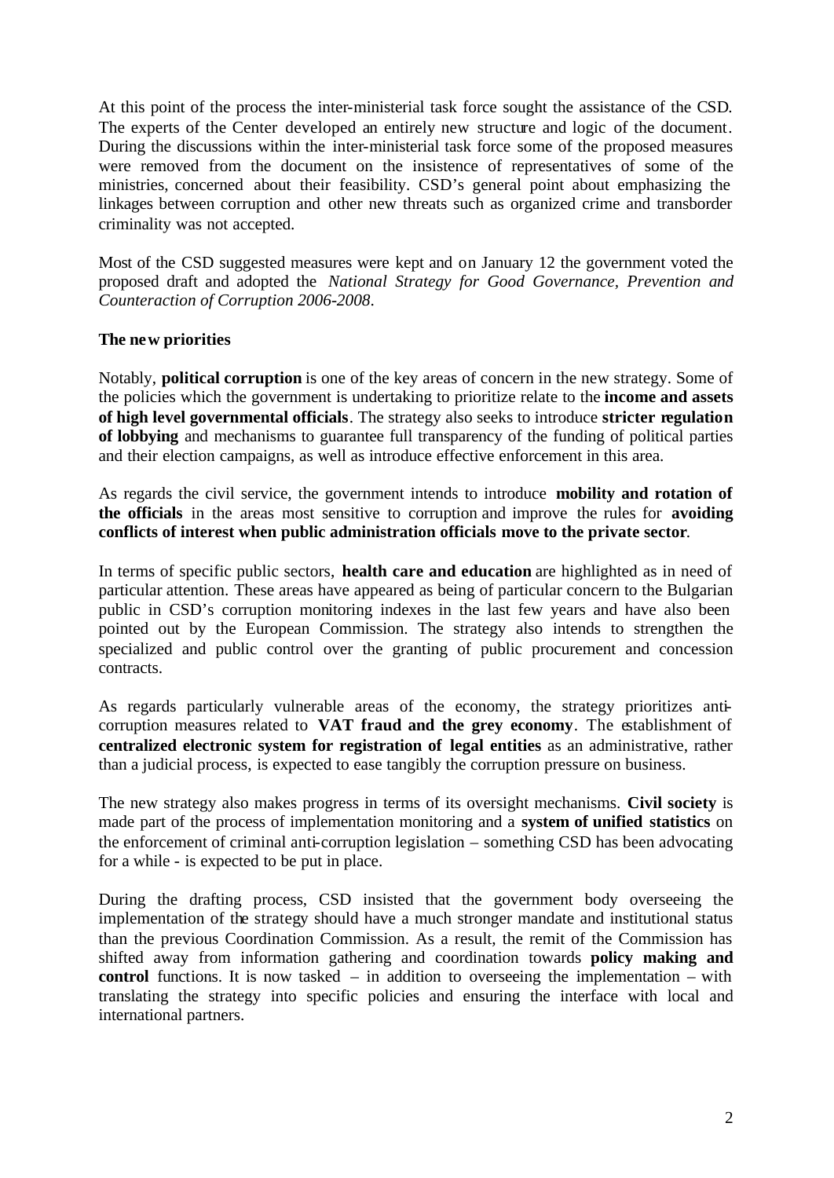At this point of the process the inter-ministerial task force sought the assistance of the CSD. The experts of the Center developed an entirely new structure and logic of the document. During the discussions within the inter-ministerial task force some of the proposed measures were removed from the document on the insistence of representatives of some of the ministries, concerned about their feasibility. CSD's general point about emphasizing the linkages between corruption and other new threats such as organized crime and transborder criminality was not accepted.

Most of the CSD suggested measures were kept and on January 12 the government voted the proposed draft and adopted the *National Strategy for Good Governance, Prevention and Counteraction of Corruption 2006-2008*.

**The new priorities**

Notably, **political corruption** is one of the key areas of concern in the new strategy. Some of the policies which the government is undertaking to prioritize relate to the **income and assets of high level governmental officials**. The strategy also seeks to introduce **stricter regulation of lobbying** and mechanisms to guarantee full transparency of the funding of political parties and their election campaigns, as well as introduce effective enforcement in this area.

As regards the civil service, the government intends to introduce **mobility and rotation of the officials** in the areas most sensitive to corruption and improve the rules for **avoiding conflicts of interest when public administration officials move to the private sector**.

In terms of specific public sectors, **health care and education** are highlighted as in need of particular attention. These areas have appeared as being of particular concern to the Bulgarian public in CSD's corruption monitoring indexes in the last few years and have also been pointed out by the European Commission. The strategy also intends to strengthen the specialized and public control over the granting of public procurement and concession contracts.

As regards particularly vulnerable areas of the economy, the strategy prioritizes anti-corruption measures related to **VAT fraud and the grey economy**. The establishment of **centralized electronic system for registration of legal entities** as an administrative, rather than a judicial process, is expected to ease tangibly the corruption pressure on business.

The new strategy also makes progress in terms of its oversight mechanisms. **Civil society** is made part of the process of implementation monitoring and a **system of unified statistics** on the enforcement of criminal anti-corruption legislation – something CSD has been advocating for a while - is expected to be put in place.

During the drafting process, CSD insisted that the government body overseeing the implementation of the strategy should have a much stronger mandate and institutional status than the previous Coordination Commission. As a result, the remit of the Commission has shifted away from information gathering and coordination towards **policy making and control** functions. It is now tasked – in addition to overseeing the implementation – with translating the strategy into specific policies and ensuring the interface with local and international partners.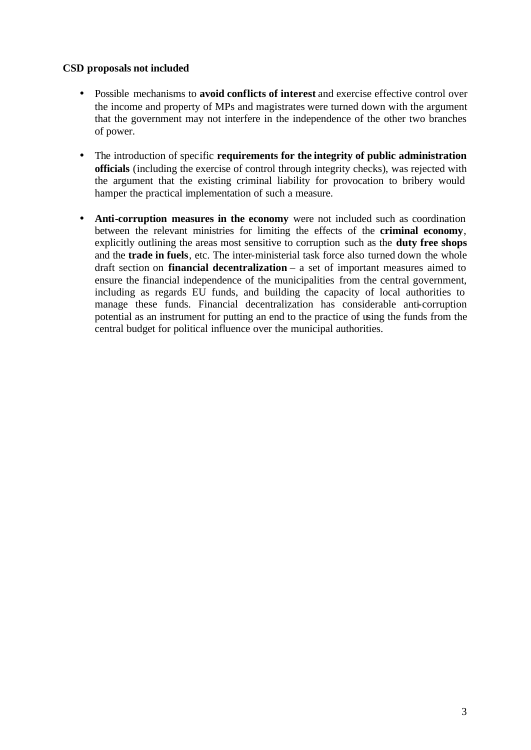**CSD proposals not included**

- Possible mechanisms to **avoid conflicts of interest** and exercise effective control over the income and property of MPs and magistrates were turned down with the argument that the government may not interfere in the independence of the other two branches of power.

- The introduction of specific **requirements for the integrity of public administration officials** (including the exercise of control through integrity checks), was rejected with the argument that the existing criminal liability for provocation to bribery would hamper the practical implementation of such a measure.

- **Anti-corruption measures in the economy** were not included such as coordination between the relevant ministries for limiting the effects of the **criminal economy**, explicitly outlining the areas most sensitive to corruption such as the **duty free shops** and the **trade in fuels**, etc. The inter-ministerial task force also turned down the whole draft section on **financial decentralization** – a set of important measures aimed to ensure the financial independence of the municipalities from the central government, including as regards EU funds, and building the capacity of local authorities to manage these funds. Financial decentralization has considerable anti-corruption potential as an instrument for putting an end to the practice of using the funds from the central budget for political influence over the municipal authorities.